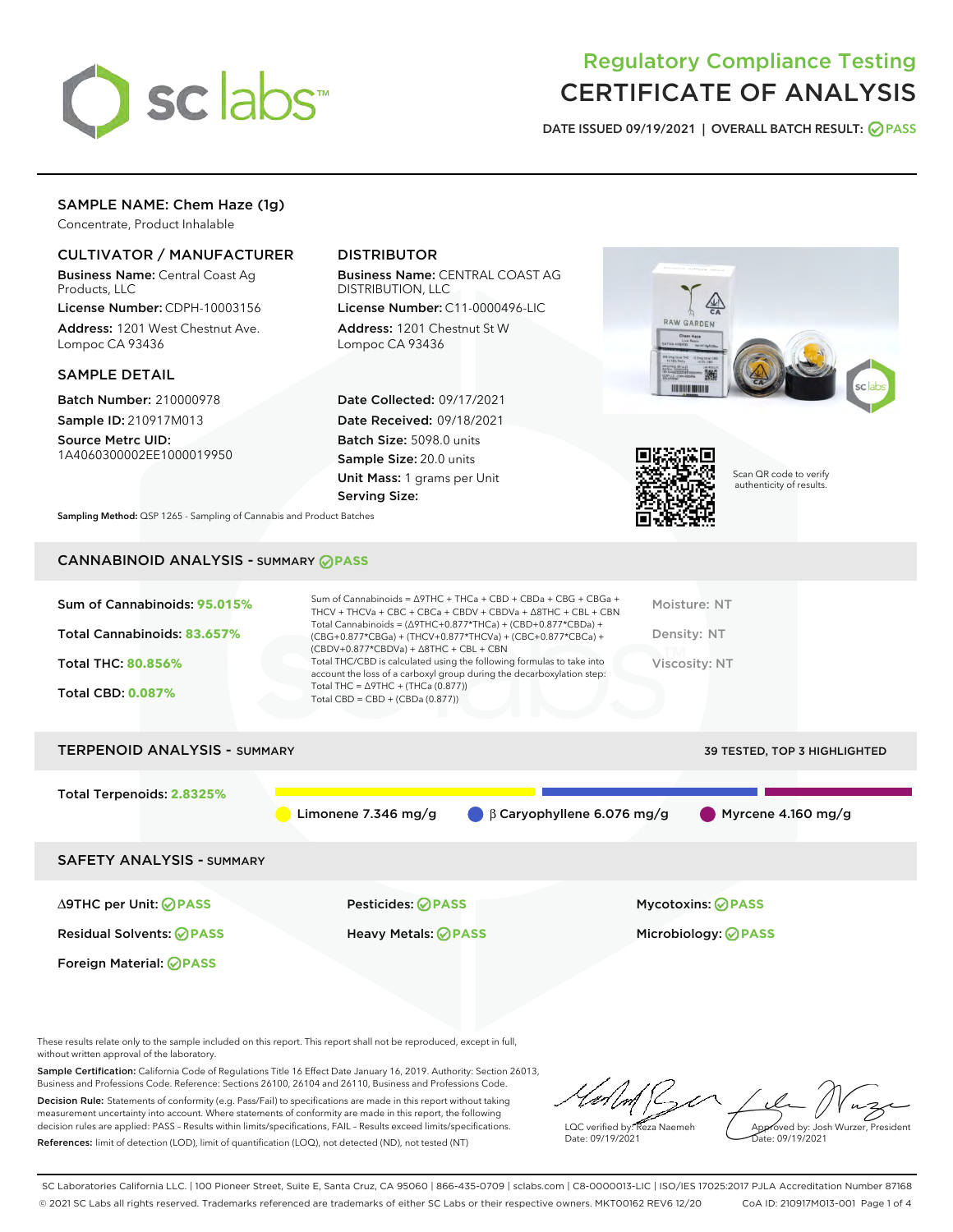# Regulatory Compliance Testing
# CERTIFICATE OF ANALYSIS

DATE ISSUED 09/19/2021 | OVERALL BATCH RESULT: PASS

## SAMPLE NAME: Chem Haze (1g)

Concentrate, Product Inhalable

### CULTIVATOR / MANUFACTURER

**Business Name:** Central Coast Ag Products, LLC

**License Number:** CDPH-10003156

**Address:** 1201 West Chestnut Ave. Lompoc CA 93436

### DISTRIBUTOR

**Business Name:** CENTRAL COAST AG DISTRIBUTION, LLC

**License Number:** C11-0000496-LIC

**Address:** 1201 Chestnut St W Lompoc CA 93436

### SAMPLE DETAIL

**Batch Number:** 210000978

**Sample ID:** 210917M013

**Source Metrc UID:** 1A4060300002EE1000019950

**Date Collected:** 09/17/2021

**Date Received:** 09/18/2021

**Batch Size:** 5098.0 units

**Sample Size:** 20.0 units

**Unit Mass:** 1 grams per Unit

**Serving Size:**

Scan QR code to verify authenticity of results.

**Sampling Method:** QSP 1265 - Sampling of Cannabis and Product Batches

## CANNABINOID ANALYSIS - SUMMARY PASS

**Sum of Cannabinoids:** 95.015%

**Total Cannabinoids:** 83.657%

**Total THC:** 80.856%

**Total CBD:** 0.087%

Sum of Cannabinoids = Δ9THC + THCa + CBD + CBDa + CBG + CBGa + THCV + THCVa + CBC + CBCa + CBDV + CBDVa + Δ8THC + CBL + CBN

Total Cannabinoids = (Δ9THC+0.877*THCa) + (CBD+0.877*CBDa) + (CBG+0.877*CBGa) + (THCV+0.877*THCVa) + (CBC+0.877*CBCa) + (CBDV+0.877*CBDVa) + Δ8THC + CBL + CBN

Total THC/CBD is calculated using the following formulas to take into account the loss of a carboxyl group during the decarboxylation step:

Total THC = Δ9THC + (THCa (0.877))

Total CBD = CBD + (CBDa (0.877))

Moisture: NT

Density: NT

Viscosity: NT

## TERPENOID ANALYSIS - SUMMARY

39 TESTED, TOP 3 HIGHLIGHTED

**Total Terpenoids:** 2.8325%

Limonene 7.346 mg/g | β Caryophyllene 6.076 mg/g | Myrcene 4.160 mg/g

## SAFETY ANALYSIS - SUMMARY

Δ9THC per Unit: PASS

Pesticides: PASS

Mycotoxins: PASS

Residual Solvents: PASS

Heavy Metals: PASS

Microbiology: PASS

Foreign Material: PASS

These results relate only to the sample included on this report. This report shall not be reproduced, except in full, without written approval of the laboratory.

**Sample Certification:** California Code of Regulations Title 16 Effect Date January 16, 2019. Authority: Section 26013, Business and Professions Code. Reference: Sections 26100, 26104 and 26110, Business and Professions Code.

**Decision Rule:** Statements of conformity (e.g. Pass/Fail) to specifications are made in this report without taking measurement uncertainty into account. Where statements of conformity are made in this report, the following decision rules are applied: PASS – Results within limits/specifications, FAIL – Results exceed limits/specifications.

**References:** limit of detection (LOD), limit of quantification (LOQ), not detected (ND), not tested (NT)

LQC verified by: Reza Naemeh
Date: 09/19/2021

Approved by: Josh Wurzer, President
Date: 09/19/2021

SC Laboratories California LLC. | 100 Pioneer Street, Suite E, Santa Cruz, CA 95060 | 866-435-0709 | sclabs.com | C8-0000013-LIC | ISO/IES 17025:2017 PJLA Accreditation Number 87168

© 2021 SC Labs all rights reserved. Trademarks referenced are trademarks of either SC Labs or their respective owners. MKT00162 REV6 12/20 CoA ID: 210917M013-001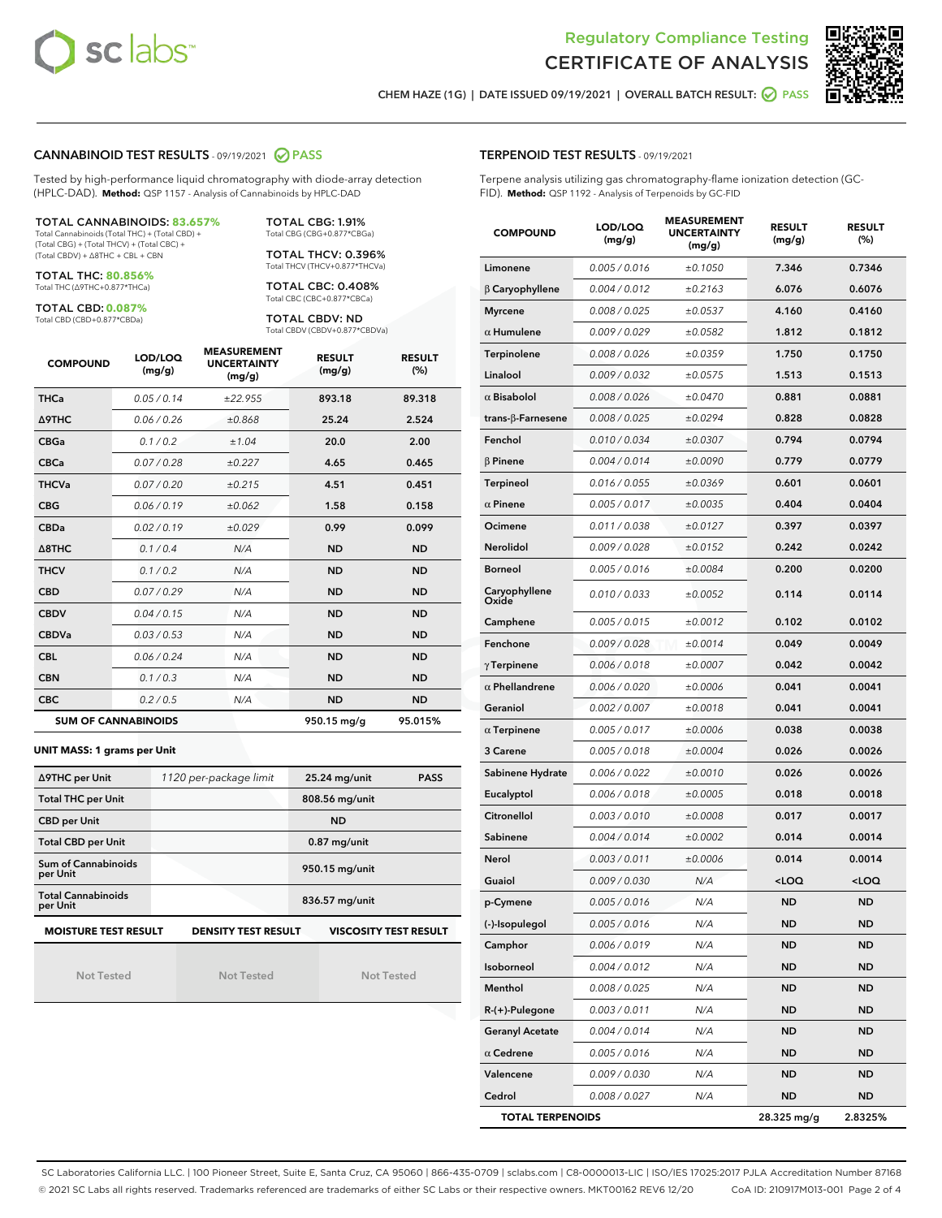Regulatory Compliance Testing
# CERTIFICATE OF ANALYSIS

CHEM HAZE (1G) | DATE ISSUED 09/19/2021 | OVERALL BATCH RESULT: PASS

## CANNABINOID TEST RESULTS - 09/19/2021 PASS

Tested by high-performance liquid chromatography with diode-array detection (HPLC-DAD). **Method:** QSP 1157 - Analysis of Cannabinoids by HPLC-DAD

**TOTAL CANNABINOIDS: 83.657%**
Total Cannabinoids (Total THC) + (Total CBD) + (Total CBG) + (Total THCV) + (Total CBC) + (Total CBDV) + Δ8THC + CBL + CBN

**TOTAL THC: 80.856%**
Total THC (Δ9THC+0.877*THCa)

**TOTAL CBD: 0.087%**
Total CBD (CBD+0.877*CBDa)

**TOTAL CBG: 1.91%**
Total CBG (CBG+0.877*CBGa)

**TOTAL THCV: 0.396%**
Total THCV (THCV+0.877*THCVa)

**TOTAL CBC: 0.408%**
Total CBC (CBC+0.877*CBCa)

**TOTAL CBDV: ND**
Total CBDV (CBDV+0.877*CBDVa)

| COMPOUND | LOD/LOQ (mg/g) | MEASUREMENT UNCERTAINTY (mg/g) | RESULT (mg/g) | RESULT (%) |
|---|---|---|---|---|
| THCa | 0.05 / 0.14 | ±22.955 | 893.18 | 89.318 |
| Δ9THC | 0.06 / 0.26 | ±0.868 | 25.24 | 2.524 |
| CBGa | 0.1 / 0.2 | ±1.04 | 20.0 | 2.00 |
| CBCa | 0.07 / 0.28 | ±0.227 | 4.65 | 0.465 |
| THCVa | 0.07 / 0.20 | ±0.215 | 4.51 | 0.451 |
| CBG | 0.06 / 0.19 | ±0.062 | 1.58 | 0.158 |
| CBDa | 0.02 / 0.19 | ±0.029 | 0.99 | 0.099 |
| Δ8THC | 0.1 / 0.4 | N/A | ND | ND |
| THCV | 0.1 / 0.2 | N/A | ND | ND |
| CBD | 0.07 / 0.29 | N/A | ND | ND |
| CBDV | 0.04 / 0.15 | N/A | ND | ND |
| CBDVa | 0.03 / 0.53 | N/A | ND | ND |
| CBL | 0.06 / 0.24 | N/A | ND | ND |
| CBN | 0.1 / 0.3 | N/A | ND | ND |
| CBC | 0.2 / 0.5 | N/A | ND | ND |
| **SUM OF CANNABINOIDS** | | | 950.15 mg/g | 95.015% |

**UNIT MASS: 1 grams per Unit**

| | | | |
|---|---|---|---|
| Δ9THC per Unit | 1120 per-package limit | 25.24 mg/unit | PASS |
| Total THC per Unit | | 808.56 mg/unit | |
| CBD per Unit | | ND | |
| Total CBD per Unit | | 0.87 mg/unit | |
| Sum of Cannabinoids per Unit | | 950.15 mg/unit | |
| Total Cannabinoids per Unit | | 836.57 mg/unit | |

| MOISTURE TEST RESULT | DENSITY TEST RESULT | VISCOSITY TEST RESULT |
|---|---|---|
| Not Tested | Not Tested | Not Tested |

## TERPENOID TEST RESULTS - 09/19/2021

Terpene analysis utilizing gas chromatography-flame ionization detection (GC-FID). **Method:** QSP 1192 - Analysis of Terpenoids by GC-FID

| COMPOUND | LOD/LOQ (mg/g) | MEASUREMENT UNCERTAINTY (mg/g) | RESULT (mg/g) | RESULT (%) |
|---|---|---|---|---|
| Limonene | 0.005 / 0.016 | ±0.1050 | 7.346 | 0.7346 |
| β Caryophyllene | 0.004 / 0.012 | ±0.2163 | 6.076 | 0.6076 |
| Myrcene | 0.008 / 0.025 | ±0.0537 | 4.160 | 0.4160 |
| α Humulene | 0.009 / 0.029 | ±0.0582 | 1.812 | 0.1812 |
| Terpinolene | 0.008 / 0.026 | ±0.0359 | 1.750 | 0.1750 |
| Linalool | 0.009 / 0.032 | ±0.0575 | 1.513 | 0.1513 |
| α Bisabolol | 0.008 / 0.026 | ±0.0470 | 0.881 | 0.0881 |
| trans-β-Farnesene | 0.008 / 0.025 | ±0.0294 | 0.828 | 0.0828 |
| Fenchol | 0.010 / 0.034 | ±0.0307 | 0.794 | 0.0794 |
| β Pinene | 0.004 / 0.014 | ±0.0090 | 0.779 | 0.0779 |
| Terpineol | 0.016 / 0.055 | ±0.0369 | 0.601 | 0.0601 |
| α Pinene | 0.005 / 0.017 | ±0.0035 | 0.404 | 0.0404 |
| Ocimene | 0.011 / 0.038 | ±0.0127 | 0.397 | 0.0397 |
| Nerolidol | 0.009 / 0.028 | ±0.0152 | 0.242 | 0.0242 |
| Borneol | 0.005 / 0.016 | ±0.0084 | 0.200 | 0.0200 |
| Caryophyllene Oxide | 0.010 / 0.033 | ±0.0052 | 0.114 | 0.0114 |
| Camphene | 0.005 / 0.015 | ±0.0012 | 0.102 | 0.0102 |
| Fenchone | 0.009 / 0.028 | ±0.0014 | 0.049 | 0.0049 |
| γ Terpinene | 0.006 / 0.018 | ±0.0007 | 0.042 | 0.0042 |
| α Phellandrene | 0.006 / 0.020 | ±0.0006 | 0.041 | 0.0041 |
| Geraniol | 0.002 / 0.007 | ±0.0018 | 0.041 | 0.0041 |
| α Terpinene | 0.005 / 0.017 | ±0.0006 | 0.038 | 0.0038 |
| 3 Carene | 0.005 / 0.018 | ±0.0004 | 0.026 | 0.0026 |
| Sabinene Hydrate | 0.006 / 0.022 | ±0.0010 | 0.026 | 0.0026 |
| Eucalyptol | 0.006 / 0.018 | ±0.0005 | 0.018 | 0.0018 |
| Citronellol | 0.003 / 0.010 | ±0.0008 | 0.017 | 0.0017 |
| Sabinene | 0.004 / 0.014 | ±0.0002 | 0.014 | 0.0014 |
| Nerol | 0.003 / 0.011 | ±0.0006 | 0.014 | 0.0014 |
| Guaiol | 0.009 / 0.030 | N/A | <LOQ | <LOQ |
| p-Cymene | 0.005 / 0.016 | N/A | ND | ND |
| (-)-Isopulegol | 0.005 / 0.016 | N/A | ND | ND |
| Camphor | 0.006 / 0.019 | N/A | ND | ND |
| Isoborneol | 0.004 / 0.012 | N/A | ND | ND |
| Menthol | 0.008 / 0.025 | N/A | ND | ND |
| R-(+)-Pulegone | 0.003 / 0.011 | N/A | ND | ND |
| Geranyl Acetate | 0.004 / 0.014 | N/A | ND | ND |
| α Cedrene | 0.005 / 0.016 | N/A | ND | ND |
| Valencene | 0.009 / 0.030 | N/A | ND | ND |
| Cedrol | 0.008 / 0.027 | N/A | ND | ND |
| **TOTAL TERPENOIDS** | | | 28.325 mg/g | 2.8325% |

SC Laboratories California LLC. | 100 Pioneer Street, Suite E, Santa Cruz, CA 95060 | 866-435-0709 | sclabs.com | C8-0000013-LIC | ISO/IES 17025:2017 PJLA Accreditation Number 87168
© 2021 SC Labs all rights reserved. Trademarks referenced are trademarks of either SC Labs or their respective owners. MKT00162 REV6 12/20 CoA ID: 210917M013-001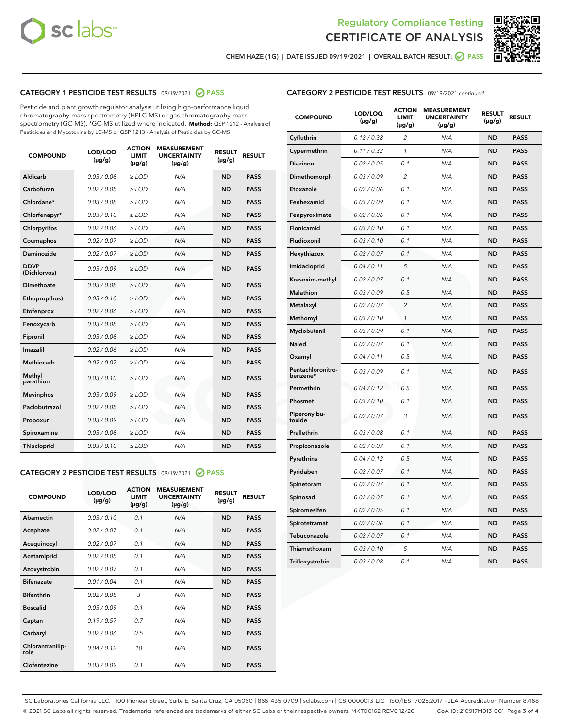Regulatory Compliance Testing
CERTIFICATE OF ANALYSIS

CHEM HAZE (1G) | DATE ISSUED 09/19/2021 | OVERALL BATCH RESULT: PASS

## CATEGORY 1 PESTICIDE TEST RESULTS - 09/19/2021 PASS

Pesticide and plant growth regulator analysis utilizing high-performance liquid chromatography-mass spectrometry (HPLC-MS) or gas chromatography-mass spectrometry (GC-MS). *GC-MS utilized where indicated. **Method:** QSP 1212 - Analysis of Pesticides and Mycotoxins by LC-MS or QSP 1213 - Analysis of Pesticides by GC-MS

| COMPOUND | LOD/LOQ (µg/g) | ACTION LIMIT (µg/g) | MEASUREMENT UNCERTAINTY (µg/g) | RESULT (µg/g) | RESULT |
|---|---|---|---|---|---|
| Aldicarb | 0.03 / 0.08 | ≥ LOD | N/A | ND | PASS |
| Carbofuran | 0.02 / 0.05 | ≥ LOD | N/A | ND | PASS |
| Chlordane* | 0.03 / 0.08 | ≥ LOD | N/A | ND | PASS |
| Chlorfenapyr* | 0.03 / 0.10 | ≥ LOD | N/A | ND | PASS |
| Chlorpyrifos | 0.02 / 0.06 | ≥ LOD | N/A | ND | PASS |
| Coumaphos | 0.02 / 0.07 | ≥ LOD | N/A | ND | PASS |
| Daminozide | 0.02 / 0.07 | ≥ LOD | N/A | ND | PASS |
| DDVP (Dichlorvos) | 0.03 / 0.09 | ≥ LOD | N/A | ND | PASS |
| Dimethoate | 0.03 / 0.08 | ≥ LOD | N/A | ND | PASS |
| Ethoprop(hos) | 0.03 / 0.10 | ≥ LOD | N/A | ND | PASS |
| Etofenprox | 0.02 / 0.06 | ≥ LOD | N/A | ND | PASS |
| Fenoxycarb | 0.03 / 0.08 | ≥ LOD | N/A | ND | PASS |
| Fipronil | 0.03 / 0.08 | ≥ LOD | N/A | ND | PASS |
| Imazalil | 0.02 / 0.06 | ≥ LOD | N/A | ND | PASS |
| Methiocarb | 0.02 / 0.07 | ≥ LOD | N/A | ND | PASS |
| Methyl parathion | 0.03 / 0.10 | ≥ LOD | N/A | ND | PASS |
| Mevinphos | 0.03 / 0.09 | ≥ LOD | N/A | ND | PASS |
| Paclobutrazol | 0.02 / 0.05 | ≥ LOD | N/A | ND | PASS |
| Propoxur | 0.03 / 0.09 | ≥ LOD | N/A | ND | PASS |
| Spiroxamine | 0.03 / 0.08 | ≥ LOD | N/A | ND | PASS |
| Thiacloprid | 0.03 / 0.10 | ≥ LOD | N/A | ND | PASS |

## CATEGORY 2 PESTICIDE TEST RESULTS - 09/19/2021 PASS

| COMPOUND | LOD/LOQ (µg/g) | ACTION LIMIT (µg/g) | MEASUREMENT UNCERTAINTY (µg/g) | RESULT (µg/g) | RESULT |
|---|---|---|---|---|---|
| Abamectin | 0.03 / 0.10 | 0.1 | N/A | ND | PASS |
| Acephate | 0.02 / 0.07 | 0.1 | N/A | ND | PASS |
| Acequinocyl | 0.02 / 0.07 | 0.1 | N/A | ND | PASS |
| Acetamiprid | 0.02 / 0.05 | 0.1 | N/A | ND | PASS |
| Azoxystrobin | 0.02 / 0.07 | 0.1 | N/A | ND | PASS |
| Bifenazate | 0.01 / 0.04 | 0.1 | N/A | ND | PASS |
| Bifenthrin | 0.02 / 0.05 | 3 | N/A | ND | PASS |
| Boscalid | 0.03 / 0.09 | 0.1 | N/A | ND | PASS |
| Captan | 0.19 / 0.57 | 0.7 | N/A | ND | PASS |
| Carbaryl | 0.02 / 0.06 | 0.5 | N/A | ND | PASS |
| Chlorantraniliprole | 0.04 / 0.12 | 10 | N/A | ND | PASS |
| Clofentezine | 0.03 / 0.09 | 0.1 | N/A | ND | PASS |
| Cyfluthrin | 0.12 / 0.38 | 2 | N/A | ND | PASS |
| Cypermethrin | 0.11 / 0.32 | 1 | N/A | ND | PASS |
| Diazinon | 0.02 / 0.05 | 0.1 | N/A | ND | PASS |
| Dimethomorph | 0.03 / 0.09 | 2 | N/A | ND | PASS |
| Etoxazole | 0.02 / 0.06 | 0.1 | N/A | ND | PASS |
| Fenhexamid | 0.03 / 0.09 | 0.1 | N/A | ND | PASS |
| Fenpyroximate | 0.02 / 0.06 | 0.1 | N/A | ND | PASS |
| Flonicamid | 0.03 / 0.10 | 0.1 | N/A | ND | PASS |
| Fludioxonil | 0.03 / 0.10 | 0.1 | N/A | ND | PASS |
| Hexythiazox | 0.02 / 0.07 | 0.1 | N/A | ND | PASS |
| Imidacloprid | 0.04 / 0.11 | 5 | N/A | ND | PASS |
| Kresoxim-methyl | 0.02 / 0.07 | 0.1 | N/A | ND | PASS |
| Malathion | 0.03 / 0.09 | 0.5 | N/A | ND | PASS |
| Metalaxyl | 0.02 / 0.07 | 2 | N/A | ND | PASS |
| Methomyl | 0.03 / 0.10 | 1 | N/A | ND | PASS |
| Myclobutanil | 0.03 / 0.09 | 0.1 | N/A | ND | PASS |
| Naled | 0.02 / 0.07 | 0.1 | N/A | ND | PASS |
| Oxamyl | 0.04 / 0.11 | 0.5 | N/A | ND | PASS |
| Pentachloronitrobenzene* | 0.03 / 0.09 | 0.1 | N/A | ND | PASS |
| Permethrin | 0.04 / 0.12 | 0.5 | N/A | ND | PASS |
| Phosmet | 0.03 / 0.10 | 0.1 | N/A | ND | PASS |
| Piperonylbutoxide | 0.02 / 0.07 | 3 | N/A | ND | PASS |
| Prallethrin | 0.03 / 0.08 | 0.1 | N/A | ND | PASS |
| Propiconazole | 0.02 / 0.07 | 0.1 | N/A | ND | PASS |
| Pyrethrins | 0.04 / 0.12 | 0.5 | N/A | ND | PASS |
| Pyridaben | 0.02 / 0.07 | 0.1 | N/A | ND | PASS |
| Spinetoram | 0.02 / 0.07 | 0.1 | N/A | ND | PASS |
| Spinosad | 0.02 / 0.07 | 0.1 | N/A | ND | PASS |
| Spiromesifen | 0.02 / 0.05 | 0.1 | N/A | ND | PASS |
| Spirotetramat | 0.02 / 0.06 | 0.1 | N/A | ND | PASS |
| Tebuconazole | 0.02 / 0.07 | 0.1 | N/A | ND | PASS |
| Thiamethoxam | 0.03 / 0.10 | 5 | N/A | ND | PASS |
| Trifloxystrobin | 0.03 / 0.08 | 0.1 | N/A | ND | PASS |

SC Laboratories California LLC. | 100 Pioneer Street, Suite E, Santa Cruz, CA 95060 | 866-435-0709 | sclabs.com | C8-0000013-LIC | ISO/IES 17025:2017 PJLA Accreditation Number 87168
© 2021 SC Labs all rights reserved. Trademarks referenced are trademarks of either SC Labs or their respective owners. MKT00162 REV6 12/20 CoA ID: 210917M013-001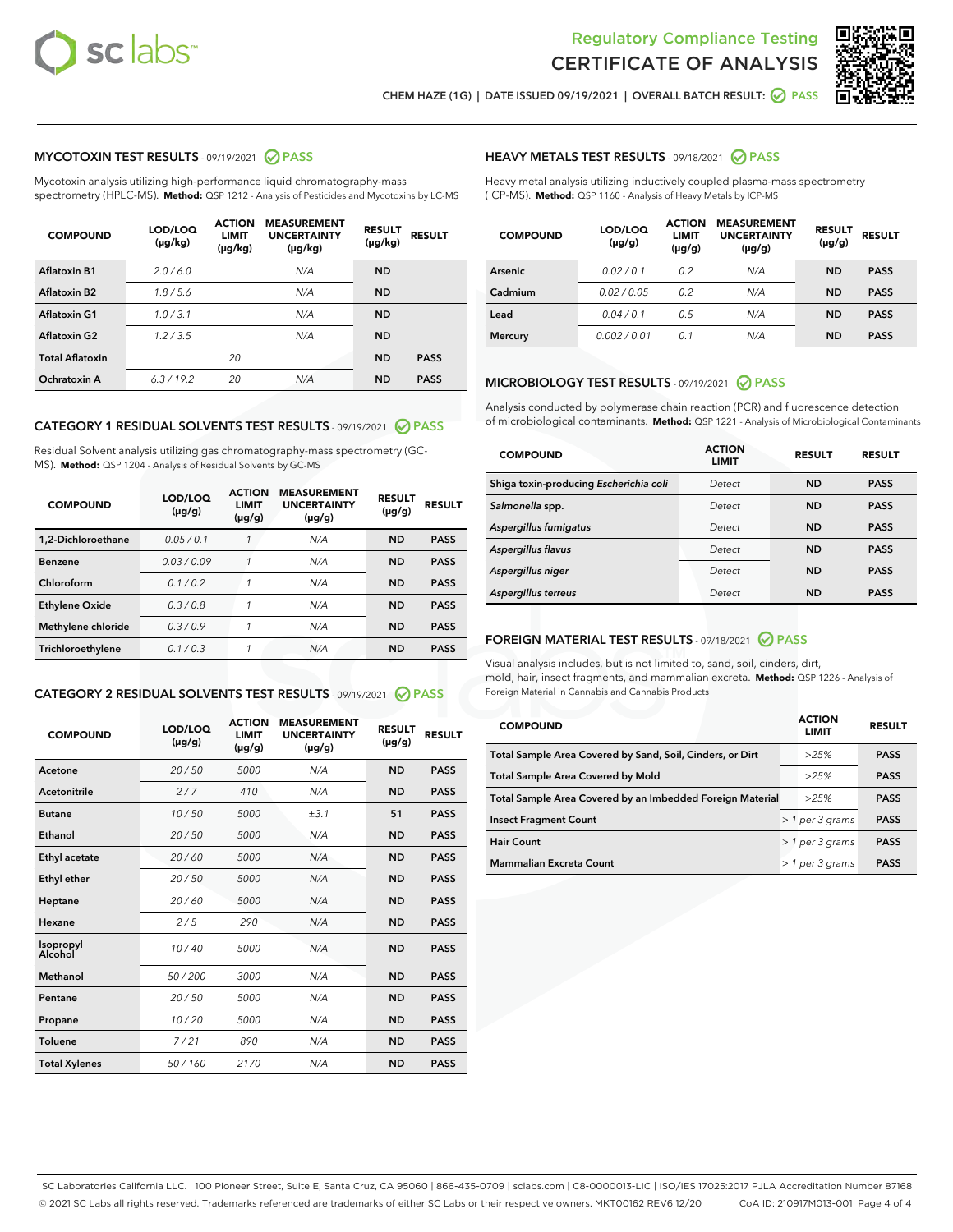Regulatory Compliance Testing

# CERTIFICATE OF ANALYSIS

CHEM HAZE (1G) | DATE ISSUED 09/19/2021 | OVERALL BATCH RESULT: PASS

## MYCOTOXIN TEST RESULTS - 09/19/2021 PASS

Mycotoxin analysis utilizing high-performance liquid chromatography-mass spectrometry (HPLC-MS). **Method:** QSP 1212 - Analysis of Pesticides and Mycotoxins by LC-MS

| COMPOUND | LOD/LOQ (µg/kg) | ACTION LIMIT (µg/kg) | MEASUREMENT UNCERTAINTY (µg/kg) | RESULT (µg/kg) | RESULT |
|---|---|---|---|---|---|
| Aflatoxin B1 | 2.0 / 6.0 | | N/A | ND | |
| Aflatoxin B2 | 1.8 / 5.6 | | N/A | ND | |
| Aflatoxin G1 | 1.0 / 3.1 | | N/A | ND | |
| Aflatoxin G2 | 1.2 / 3.5 | | N/A | ND | |
| Total Aflatoxin | | 20 | | ND | PASS |
| Ochratoxin A | 6.3 / 19.2 | 20 | N/A | ND | PASS |

## CATEGORY 1 RESIDUAL SOLVENTS TEST RESULTS - 09/19/2021 PASS

Residual Solvent analysis utilizing gas chromatography-mass spectrometry (GC-MS). **Method:** QSP 1204 - Analysis of Residual Solvents by GC-MS

| COMPOUND | LOD/LOQ (µg/g) | ACTION LIMIT (µg/g) | MEASUREMENT UNCERTAINTY (µg/g) | RESULT (µg/g) | RESULT |
|---|---|---|---|---|---|
| 1,2-Dichloroethane | 0.05 / 0.1 | 1 | N/A | ND | PASS |
| Benzene | 0.03 / 0.09 | 1 | N/A | ND | PASS |
| Chloroform | 0.1 / 0.2 | 1 | N/A | ND | PASS |
| Ethylene Oxide | 0.3 / 0.8 | 1 | N/A | ND | PASS |
| Methylene chloride | 0.3 / 0.9 | 1 | N/A | ND | PASS |
| Trichloroethylene | 0.1 / 0.3 | 1 | N/A | ND | PASS |

## CATEGORY 2 RESIDUAL SOLVENTS TEST RESULTS - 09/19/2021 PASS

| COMPOUND | LOD/LOQ (µg/g) | ACTION LIMIT (µg/g) | MEASUREMENT UNCERTAINTY (µg/g) | RESULT (µg/g) | RESULT |
|---|---|---|---|---|---|
| Acetone | 20 / 50 | 5000 | N/A | ND | PASS |
| Acetonitrile | 2 / 7 | 410 | N/A | ND | PASS |
| Butane | 10 / 50 | 5000 | ±3.1 | 51 | PASS |
| Ethanol | 20 / 50 | 5000 | N/A | ND | PASS |
| Ethyl acetate | 20 / 60 | 5000 | N/A | ND | PASS |
| Ethyl ether | 20 / 50 | 5000 | N/A | ND | PASS |
| Heptane | 20 / 60 | 5000 | N/A | ND | PASS |
| Hexane | 2 / 5 | 290 | N/A | ND | PASS |
| Isopropyl Alcohol | 10 / 40 | 5000 | N/A | ND | PASS |
| Methanol | 50 / 200 | 3000 | N/A | ND | PASS |
| Pentane | 20 / 50 | 5000 | N/A | ND | PASS |
| Propane | 10 / 20 | 5000 | N/A | ND | PASS |
| Toluene | 7 / 21 | 890 | N/A | ND | PASS |
| Total Xylenes | 50 / 160 | 2170 | N/A | ND | PASS |

## HEAVY METALS TEST RESULTS - 09/18/2021 PASS

Heavy metal analysis utilizing inductively coupled plasma-mass spectrometry (ICP-MS). **Method:** QSP 1160 - Analysis of Heavy Metals by ICP-MS

| COMPOUND | LOD/LOQ (µg/g) | ACTION LIMIT (µg/g) | MEASUREMENT UNCERTAINTY (µg/g) | RESULT (µg/g) | RESULT |
|---|---|---|---|---|---|
| Arsenic | 0.02 / 0.1 | 0.2 | N/A | ND | PASS |
| Cadmium | 0.02 / 0.05 | 0.2 | N/A | ND | PASS |
| Lead | 0.04 / 0.1 | 0.5 | N/A | ND | PASS |
| Mercury | 0.002 / 0.01 | 0.1 | N/A | ND | PASS |

## MICROBIOLOGY TEST RESULTS - 09/19/2021 PASS

Analysis conducted by polymerase chain reaction (PCR) and fluorescence detection of microbiological contaminants. **Method:** QSP 1221 - Analysis of Microbiological Contaminants

| COMPOUND | ACTION LIMIT | RESULT | RESULT |
|---|---|---|---|
| Shiga toxin-producing *Escherichia coli* | Detect | ND | PASS |
| *Salmonella* spp. | Detect | ND | PASS |
| *Aspergillus fumigatus* | Detect | ND | PASS |
| *Aspergillus flavus* | Detect | ND | PASS |
| *Aspergillus niger* | Detect | ND | PASS |
| *Aspergillus terreus* | Detect | ND | PASS |

## FOREIGN MATERIAL TEST RESULTS - 09/18/2021 PASS

Visual analysis includes, but is not limited to, sand, soil, cinders, dirt, mold, hair, insect fragments, and mammalian excreta. **Method:** QSP 1226 - Analysis of Foreign Material in Cannabis and Cannabis Products

| COMPOUND | ACTION LIMIT | RESULT |
|---|---|---|
| Total Sample Area Covered by Sand, Soil, Cinders, or Dirt | >25% | PASS |
| Total Sample Area Covered by Mold | >25% | PASS |
| Total Sample Area Covered by an Imbedded Foreign Material | >25% | PASS |
| Insect Fragment Count | > 1 per 3 grams | PASS |
| Hair Count | > 1 per 3 grams | PASS |
| Mammalian Excreta Count | > 1 per 3 grams | PASS |

SC Laboratories California LLC. | 100 Pioneer Street, Suite E, Santa Cruz, CA 95060 | 866-435-0709 | sclabs.com | C8-0000013-LIC | ISO/IES 17025:2017 PJLA Accreditation Number 87168
© 2021 SC Labs all rights reserved. Trademarks referenced are trademarks of either SC Labs or their respective owners. MKT00162 REV6 12/20 CoA ID: 210917M013-001